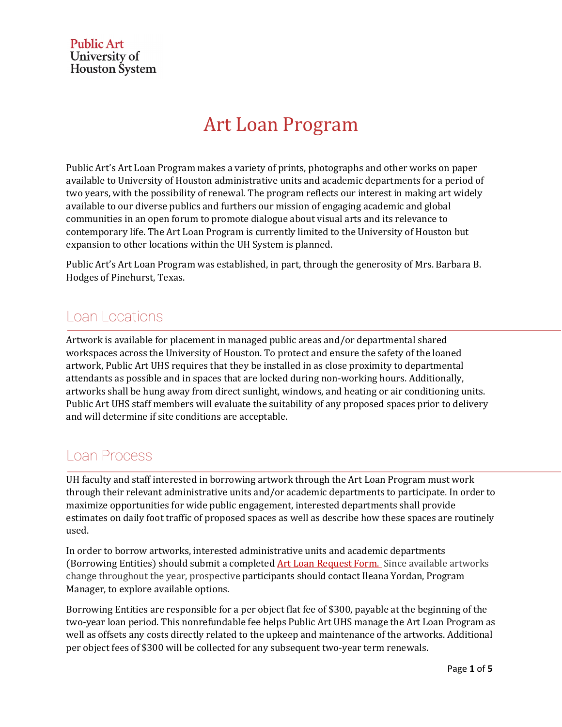Public Art
University of
Houston System

# Art Loan Program

Public Art's Art Loan Program makes a variety of prints, photographs and other works on paper available to University of Houston administrative units and academic departments for a period of two years, with the possibility of renewal. The program reflects our interest in making art widely available to our diverse publics and furthers our mission of engaging academic and global communities in an open forum to promote dialogue about visual arts and its relevance to contemporary life. The Art Loan Program is currently limited to the University of Houston but expansion to other locations within the UH System is planned.

Public Art's Art Loan Program was established, in part, through the generosity of Mrs. Barbara B. Hodges of Pinehurst, Texas.

## Loan Locations

Artwork is available for placement in managed public areas and/or departmental shared workspaces across the University of Houston. To protect and ensure the safety of the loaned artwork, Public Art UHS requires that they be installed in as close proximity to departmental attendants as possible and in spaces that are locked during non-working hours. Additionally, artworks shall be hung away from direct sunlight, windows, and heating or air conditioning units. Public Art UHS staff members will evaluate the suitability of any proposed spaces prior to delivery and will determine if site conditions are acceptable.

## Loan Process

UH faculty and staff interested in borrowing artwork through the Art Loan Program must work through their relevant administrative units and/or academic departments to participate. In order to maximize opportunities for wide public engagement, interested departments shall provide estimates on daily foot traffic of proposed spaces as well as describe how these spaces are routinely used.

In order to borrow artworks, interested administrative units and academic departments (Borrowing Entities) should submit a completed Art Loan Request Form. Since available artworks change throughout the year, prospective participants should contact Ileana Yordan, Program Manager, to explore available options.

Borrowing Entities are responsible for a per object flat fee of $300, payable at the beginning of the two-year loan period. This nonrefundable fee helps Public Art UHS manage the Art Loan Program as well as offsets any costs directly related to the upkeep and maintenance of the artworks. Additional per object fees of $300 will be collected for any subsequent two-year term renewals.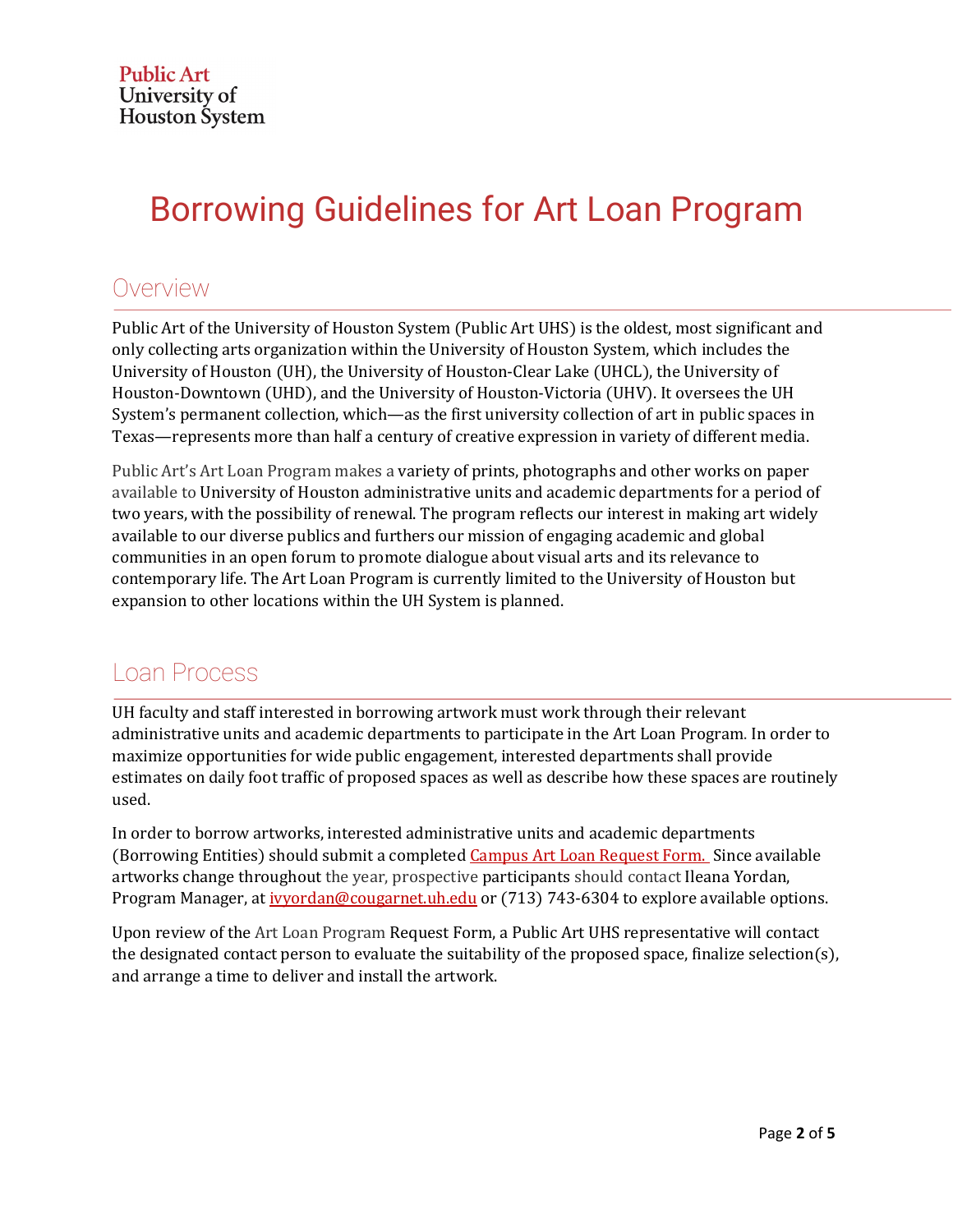Public Art
University of
Houston System

# Borrowing Guidelines for Art Loan Program

## Overview

Public Art of the University of Houston System (Public Art UHS) is the oldest, most significant and only collecting arts organization within the University of Houston System, which includes the University of Houston (UH), the University of Houston-Clear Lake (UHCL), the University of Houston-Downtown (UHD), and the University of Houston-Victoria (UHV). It oversees the UH System's permanent collection, which—as the first university collection of art in public spaces in Texas—represents more than half a century of creative expression in variety of different media.

Public Art's Art Loan Program makes a variety of prints, photographs and other works on paper available to University of Houston administrative units and academic departments for a period of two years, with the possibility of renewal. The program reflects our interest in making art widely available to our diverse publics and furthers our mission of engaging academic and global communities in an open forum to promote dialogue about visual arts and its relevance to contemporary life. The Art Loan Program is currently limited to the University of Houston but expansion to other locations within the UH System is planned.

## Loan Process

UH faculty and staff interested in borrowing artwork must work through their relevant administrative units and academic departments to participate in the Art Loan Program. In order to maximize opportunities for wide public engagement, interested departments shall provide estimates on daily foot traffic of proposed spaces as well as describe how these spaces are routinely used.

In order to borrow artworks, interested administrative units and academic departments (Borrowing Entities) should submit a completed Campus Art Loan Request Form. Since available artworks change throughout the year, prospective participants should contact Ileana Yordan, Program Manager, at ivyordan@cougarnet.uh.edu or (713) 743-6304 to explore available options.

Upon review of the Art Loan Program Request Form, a Public Art UHS representative will contact the designated contact person to evaluate the suitability of the proposed space, finalize selection(s), and arrange a time to deliver and install the artwork.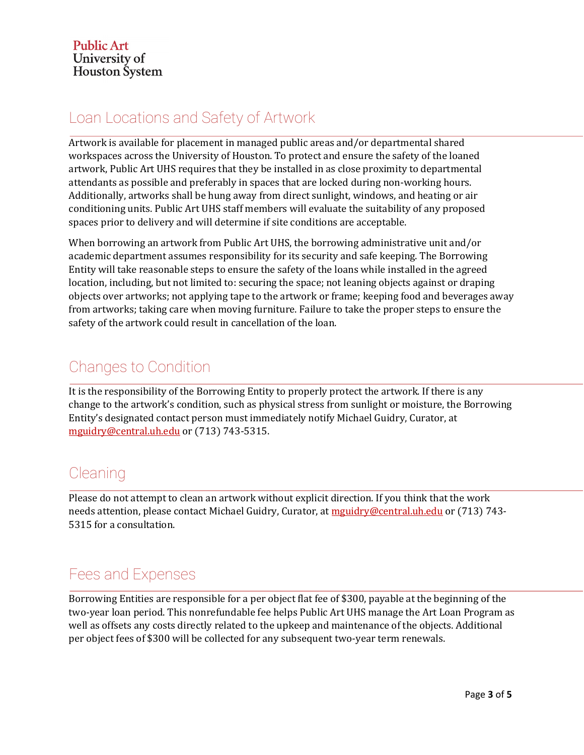## Loan Locations and Safety of Artwork

Artwork is available for placement in managed public areas and/or departmental shared workspaces across the University of Houston. To protect and ensure the safety of the loaned artwork, Public Art UHS requires that they be installed in as close proximity to departmental attendants as possible and preferably in spaces that are locked during non-working hours. Additionally, artworks shall be hung away from direct sunlight, windows, and heating or air conditioning units. Public Art UHS staff members will evaluate the suitability of any proposed spaces prior to delivery and will determine if site conditions are acceptable.

When borrowing an artwork from Public Art UHS, the borrowing administrative unit and/or academic department assumes responsibility for its security and safe keeping. The Borrowing Entity will take reasonable steps to ensure the safety of the loans while installed in the agreed location, including, but not limited to: securing the space; not leaning objects against or draping objects over artworks; not applying tape to the artwork or frame; keeping food and beverages away from artworks; taking care when moving furniture. Failure to take the proper steps to ensure the safety of the artwork could result in cancellation of the loan.

## Changes to Condition

It is the responsibility of the Borrowing Entity to properly protect the artwork. If there is any change to the artwork's condition, such as physical stress from sunlight or moisture, the Borrowing Entity's designated contact person must immediately notify Michael Guidry, Curator, at mguidry@central.uh.edu or (713) 743-5315.

## Cleaning

Please do not attempt to clean an artwork without explicit direction. If you think that the work needs attention, please contact Michael Guidry, Curator, at mguidry@central.uh.edu or (713) 743-5315 for a consultation.

## Fees and Expenses

Borrowing Entities are responsible for a per object flat fee of $300, payable at the beginning of the two-year loan period. This nonrefundable fee helps Public Art UHS manage the Art Loan Program as well as offsets any costs directly related to the upkeep and maintenance of the objects. Additional per object fees of $300 will be collected for any subsequent two-year term renewals.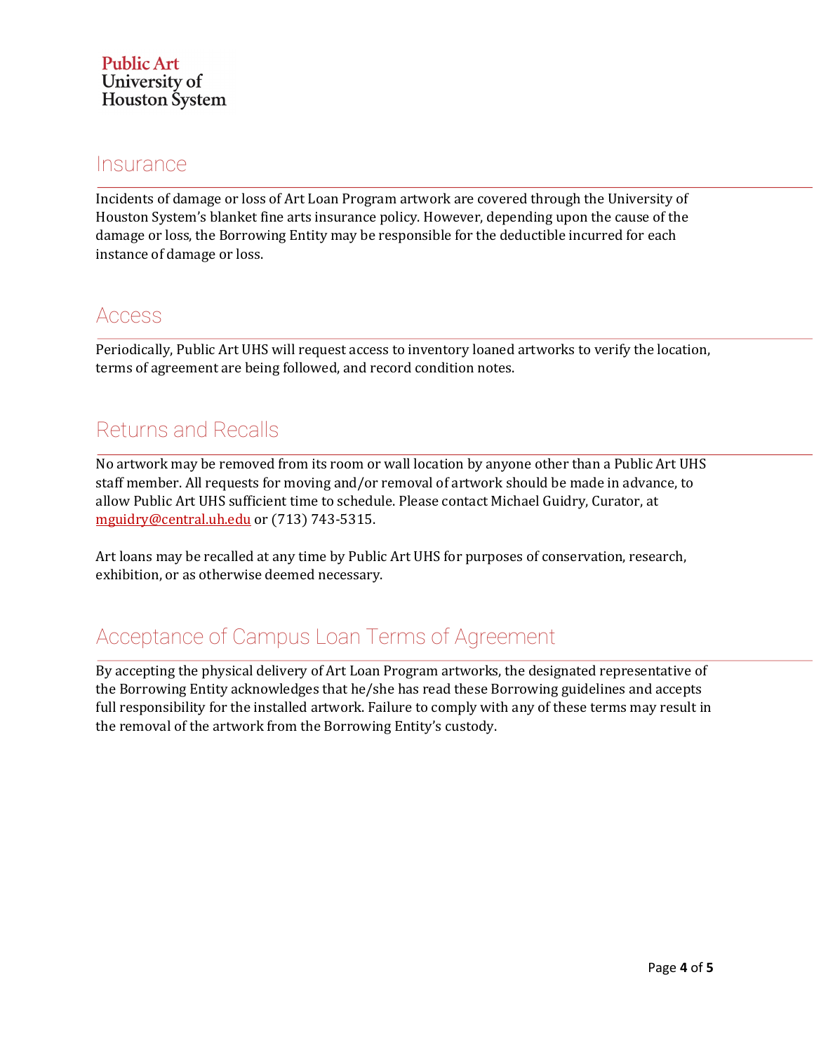## Insurance

Incidents of damage or loss of Art Loan Program artwork are covered through the University of Houston System's blanket fine arts insurance policy. However, depending upon the cause of the damage or loss, the Borrowing Entity may be responsible for the deductible incurred for each instance of damage or loss.

## Access

Periodically, Public Art UHS will request access to inventory loaned artworks to verify the location, terms of agreement are being followed, and record condition notes.

## Returns and Recalls

No artwork may be removed from its room or wall location by anyone other than a Public Art UHS staff member. All requests for moving and/or removal of artwork should be made in advance, to allow Public Art UHS sufficient time to schedule. Please contact Michael Guidry, Curator, at mguidry@central.uh.edu or (713) 743-5315.

Art loans may be recalled at any time by Public Art UHS for purposes of conservation, research, exhibition, or as otherwise deemed necessary.

## Acceptance of Campus Loan Terms of Agreement

By accepting the physical delivery of Art Loan Program artworks, the designated representative of the Borrowing Entity acknowledges that he/she has read these Borrowing guidelines and accepts full responsibility for the installed artwork. Failure to comply with any of these terms may result in the removal of the artwork from the Borrowing Entity's custody.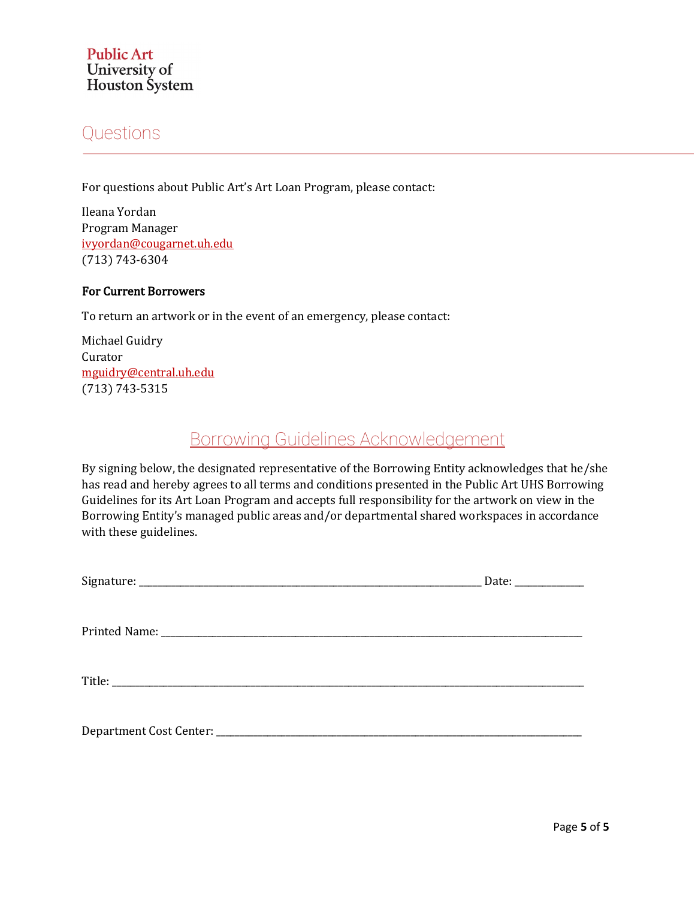Public Art
University of
Houston System

## Questions

For questions about Public Art's Art Loan Program, please contact:

Ileana Yordan
Program Manager
ivyordan@cougarnet.uh.edu
(713) 743-6304

**For Current Borrowers**

To return an artwork or in the event of an emergency, please contact:

Michael Guidry
Curator
mguidry@central.uh.edu
(713) 743-5315

## Borrowing Guidelines Acknowledgement

By signing below, the designated representative of the Borrowing Entity acknowledges that he/she has read and hereby agrees to all terms and conditions presented in the Public Art UHS Borrowing Guidelines for its Art Loan Program and accepts full responsibility for the artwork on view in the Borrowing Entity's managed public areas and/or departmental shared workspaces in accordance with these guidelines.

Signature: ______________________________________________ Date: ___________

Printed Name: ______________________________________________________

Title: ____________________________________________________________

Department Cost Center: ___________________________________________